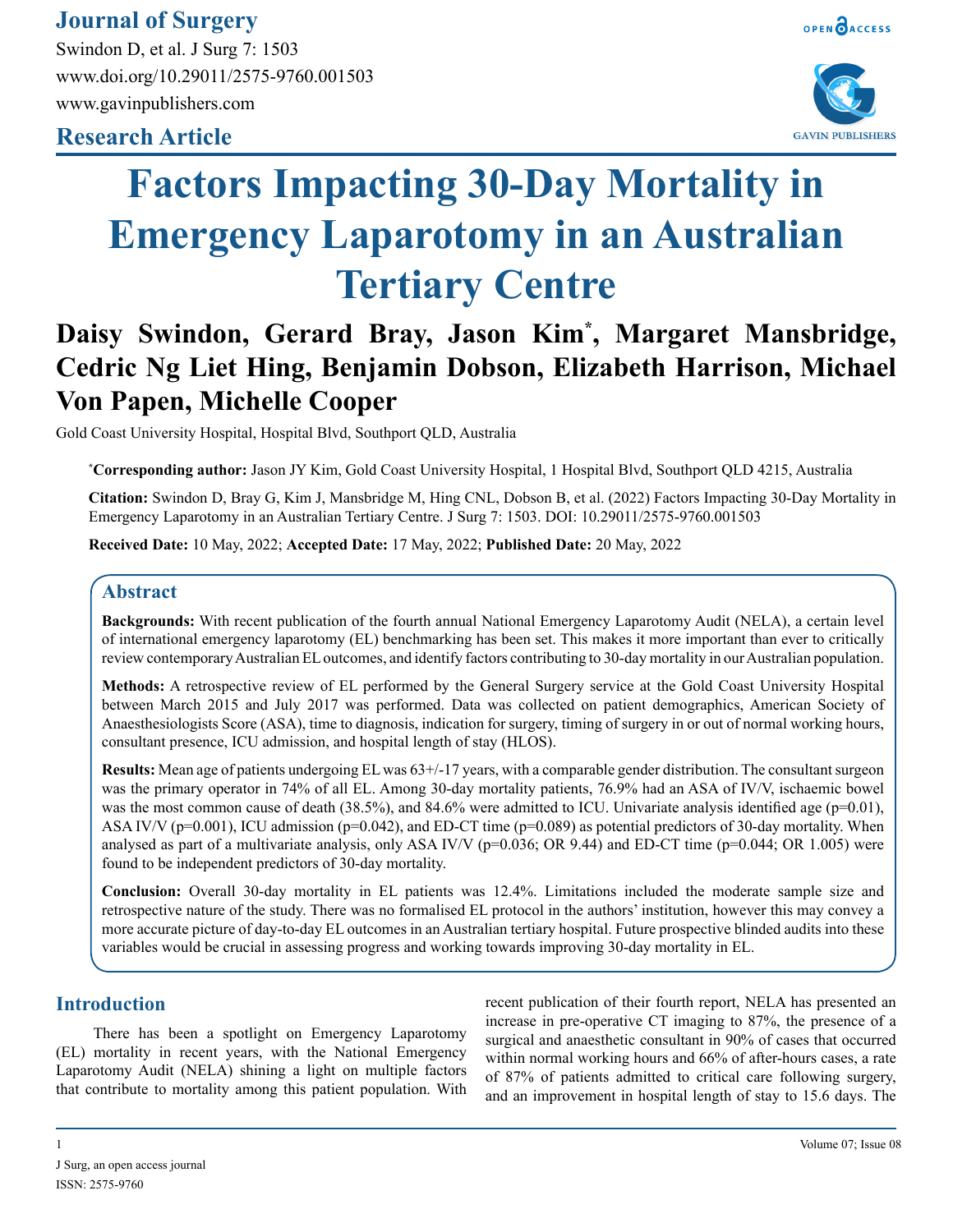**Journal of Surgery**

Swindon D, et al. J Surg 7: 1503

www.doi.org/10.29011/2575-9760.001503

www.gavinpublishers.com

**Research Article**

# Factors Impacting 30-Day Mortality in Emergency Laparotomy in an Australian Tertiary Centre

**Daisy Swindon, Gerard Bray, Jason Kim*, Margaret Mansbridge, Cedric Ng Liet Hing, Benjamin Dobson, Elizabeth Harrison, Michael Von Papen, Michelle Cooper**

Gold Coast University Hospital, Hospital Blvd, Southport QLD, Australia

***Corresponding author:** Jason JY Kim, Gold Coast University Hospital, 1 Hospital Blvd, Southport QLD 4215, Australia

**Citation:** Swindon D, Bray G, Kim J, Mansbridge M, Hing CNL, Dobson B, et al. (2022) Factors Impacting 30-Day Mortality in Emergency Laparotomy in an Australian Tertiary Centre. J Surg 7: 1503. DOI: 10.29011/2575-9760.001503

**Received Date:** 10 May, 2022; **Accepted Date:** 17 May, 2022; **Published Date:** 20 May, 2022

## Abstract

**Backgrounds:** With recent publication of the fourth annual National Emergency Laparotomy Audit (NELA), a certain level of international emergency laparotomy (EL) benchmarking has been set. This makes it more important than ever to critically review contemporary Australian EL outcomes, and identify factors contributing to 30-day mortality in our Australian population.

**Methods:** A retrospective review of EL performed by the General Surgery service at the Gold Coast University Hospital between March 2015 and July 2017 was performed. Data was collected on patient demographics, American Society of Anaesthesiologists Score (ASA), time to diagnosis, indication for surgery, timing of surgery in or out of normal working hours, consultant presence, ICU admission, and hospital length of stay (HLOS).

**Results:** Mean age of patients undergoing EL was 63+/-17 years, with a comparable gender distribution. The consultant surgeon was the primary operator in 74% of all EL. Among 30-day mortality patients, 76.9% had an ASA of IV/V, ischaemic bowel was the most common cause of death (38.5%), and 84.6% were admitted to ICU. Univariate analysis identified age (p=0.01), ASA IV/V (p=0.001), ICU admission (p=0.042), and ED-CT time (p=0.089) as potential predictors of 30-day mortality. When analysed as part of a multivariate analysis, only ASA IV/V (p=0.036; OR 9.44) and ED-CT time (p=0.044; OR 1.005) were found to be independent predictors of 30-day mortality.

**Conclusion:** Overall 30-day mortality in EL patients was 12.4%. Limitations included the moderate sample size and retrospective nature of the study. There was no formalised EL protocol in the authors' institution, however this may convey a more accurate picture of day-to-day EL outcomes in an Australian tertiary hospital. Future prospective blinded audits into these variables would be crucial in assessing progress and working towards improving 30-day mortality in EL.

## Introduction

There has been a spotlight on Emergency Laparotomy (EL) mortality in recent years, with the National Emergency Laparotomy Audit (NELA) shining a light on multiple factors that contribute to mortality among this patient population. With recent publication of their fourth report, NELA has presented an increase in pre-operative CT imaging to 87%, the presence of a surgical and anaesthetic consultant in 90% of cases that occurred within normal working hours and 66% of after-hours cases, a rate of 87% of patients admitted to critical care following surgery, and an improvement in hospital length of stay to 15.6 days. The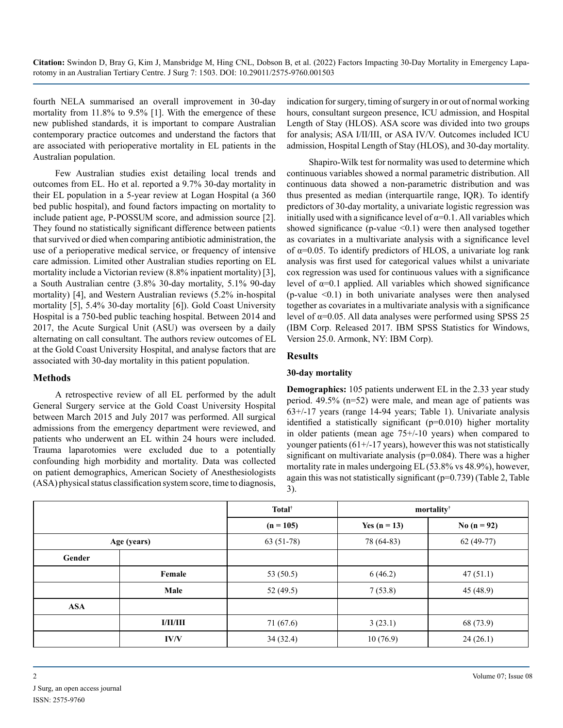fourth NELA summarised an overall improvement in 30-day mortality from 11.8% to 9.5% [1]. With the emergence of these new published standards, it is important to compare Australian contemporary practice outcomes and understand the factors that are associated with perioperative mortality in EL patients in the Australian population.

Few Australian studies exist detailing local trends and outcomes from EL. Ho et al. reported a 9.7% 30-day mortality in their EL population in a 5-year review at Logan Hospital (a 360 bed public hospital), and found factors impacting on mortality to include patient age, P-POSSUM score, and admission source [2]. They found no statistically significant difference between patients that survived or died when comparing antibiotic administration, the use of a perioperative medical service, or frequency of intensive care admission. Limited other Australian studies reporting on EL mortality include a Victorian review (8.8% inpatient mortality) [3], a South Australian centre (3.8% 30-day mortality, 5.1% 90-day mortality) [4], and Western Australian reviews (5.2% in-hospital mortality [5], 5.4% 30-day mortality [6]). Gold Coast University Hospital is a 750-bed public teaching hospital. Between 2014 and 2017, the Acute Surgical Unit (ASU) was overseen by a daily alternating on call consultant. The authors review outcomes of EL at the Gold Coast University Hospital, and analyse factors that are associated with 30-day mortality in this patient population.

## Methods

A retrospective review of all EL performed by the adult General Surgery service at the Gold Coast University Hospital between March 2015 and July 2017 was performed. All surgical admissions from the emergency department were reviewed, and patients who underwent an EL within 24 hours were included. Trauma laparotomies were excluded due to a potentially confounding high morbidity and mortality. Data was collected on patient demographics, American Society of Anesthesiologists (ASA) physical status classification system score, time to diagnosis, indication for surgery, timing of surgery in or out of normal working hours, consultant surgeon presence, ICU admission, and Hospital Length of Stay (HLOS). ASA score was divided into two groups for analysis; ASA I/II/III, or ASA IV/V. Outcomes included ICU admission, Hospital Length of Stay (HLOS), and 30-day mortality.

Shapiro-Wilk test for normality was used to determine which continuous variables showed a normal parametric distribution. All continuous data showed a non-parametric distribution and was thus presented as median (interquartile range, IQR). To identify predictors of 30-day mortality, a univariate logistic regression was initially used with a significance level of $\alpha=0.1$. All variables which showed significance (p-value <0.1) were then analysed together as covariates in a multivariate analysis with a significance level of $\alpha=0.05$. To identify predictors of HLOS, a univariate log rank analysis was first used for categorical values whilst a univariate cox regression was used for continuous values with a significance level of $\alpha=0.1$ applied. All variables which showed significance (p-value <0.1) in both univariate analyses were then analysed together as covariates in a multivariate analysis with a significance level of $\alpha=0.05$. All data analyses were performed using SPSS 25 (IBM Corp. Released 2017. IBM SPSS Statistics for Windows, Version 25.0. Armonk, NY: IBM Corp).

## Results

### 30-day mortality

**Demographics:** 105 patients underwent EL in the 2.33 year study period. 49.5% (n=52) were male, and mean age of patients was 63+/-17 years (range 14-94 years; Table 1). Univariate analysis identified a statistically significant (p=0.010) higher mortality in older patients (mean age 75+/-10 years) when compared to younger patients (61+/-17 years), however this was not statistically significant on multivariate analysis (p=0.084). There was a higher mortality rate in males undergoing EL (53.8% vs 48.9%), however, again this was not statistically significant (p=0.739) (Table 2, Table 3).

| | | Total† | mortality† | |
|---|---|---|---|---|
| | | (n = 105) | Yes (n = 13) | No (n = 92) |
| Age (years) | | 63 (51-78) | 78 (64-83) | 62 (49-77) |
| Gender | | | | |
| | Female | 53 (50.5) | 6 (46.2) | 47 (51.1) |
| | Male | 52 (49.5) | 7 (53.8) | 45 (48.9) |
| ASA | | | | |
| | I/II/III | 71 (67.6) | 3 (23.1) | 68 (73.9) |
| | IV/V | 34 (32.4) | 10 (76.9) | 24 (26.1) |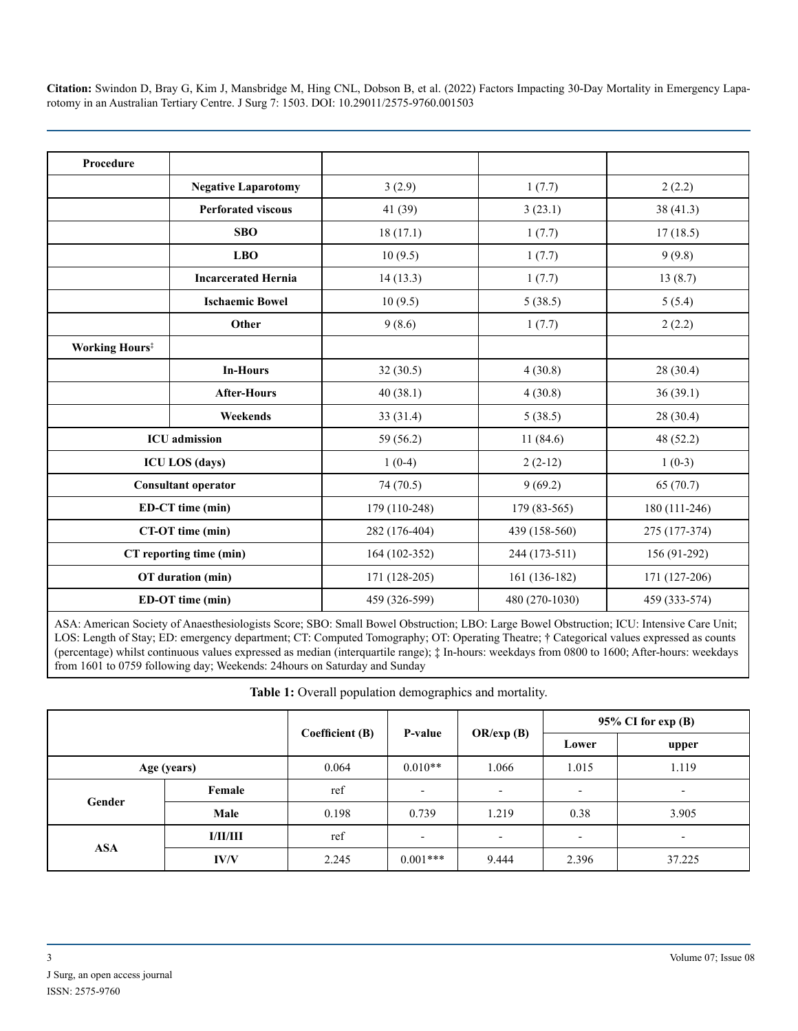| Procedure | | | | |
|---|---|---|---|---|
| | **Negative Laparotomy** | 3 (2.9) | 1 (7.7) | 2 (2.2) |
| | **Perforated viscous** | 41 (39) | 3 (23.1) | 38 (41.3) |
| | **SBO** | 18 (17.1) | 1 (7.7) | 17 (18.5) |
| | **LBO** | 10 (9.5) | 1 (7.7) | 9 (9.8) |
| | **Incarcerated Hernia** | 14 (13.3) | 1 (7.7) | 13 (8.7) |
| | **Ischaemic Bowel** | 10 (9.5) | 5 (38.5) | 5 (5.4) |
| | **Other** | 9 (8.6) | 1 (7.7) | 2 (2.2) |
| **Working Hours‡** | | | | |
| | **In-Hours** | 32 (30.5) | 4 (30.8) | 28 (30.4) |
| | **After-Hours** | 40 (38.1) | 4 (30.8) | 36 (39.1) |
| | **Weekends** | 33 (31.4) | 5 (38.5) | 28 (30.4) |
| **ICU admission** | | 59 (56.2) | 11 (84.6) | 48 (52.2) |
| **ICU LOS (days)** | | 1 (0-4) | 2 (2-12) | 1 (0-3) |
| **Consultant operator** | | 74 (70.5) | 9 (69.2) | 65 (70.7) |
| **ED-CT time (min)** | | 179 (110-248) | 179 (83-565) | 180 (111-246) |
| **CT-OT time (min)** | | 282 (176-404) | 439 (158-560) | 275 (177-374) |
| **CT reporting time (min)** | | 164 (102-352) | 244 (173-511) | 156 (91-292) |
| **OT duration (min)** | | 171 (128-205) | 161 (136-182) | 171 (127-206) |
| **ED-OT time (min)** | | 459 (326-599) | 480 (270-1030) | 459 (333-574) |

ASA: American Society of Anaesthesiologists Score; SBO: Small Bowel Obstruction; LBO: Large Bowel Obstruction; ICU: Intensive Care Unit; LOS: Length of Stay; ED: emergency department; CT: Computed Tomography; OT: Operating Theatre; † Categorical values expressed as counts (percentage) whilst continuous values expressed as median (interquartile range); ‡ In-hours: weekdays from 0800 to 1600; After-hours: weekdays from 1601 to 0759 following day; Weekends: 24hours on Saturday and Sunday

**Table 1:** Overall population demographics and mortality.

| | | Coefficient (B) | P-value | OR/exp (B) | 95% CI for exp (B) | |
|---|---|---|---|---|---|---|
| | | | | | Lower | upper |
| **Age (years)** | | 0.064 | 0.010** | 1.066 | 1.015 | 1.119 |
| **Gender** | **Female** | ref | - | - | - | - |
| | **Male** | 0.198 | 0.739 | 1.219 | 0.38 | 3.905 |
| **ASA** | **I/II/III** | ref | - | - | - | - |
| | **IV/V** | 2.245 | 0.001*** | 9.444 | 2.396 | 37.225 |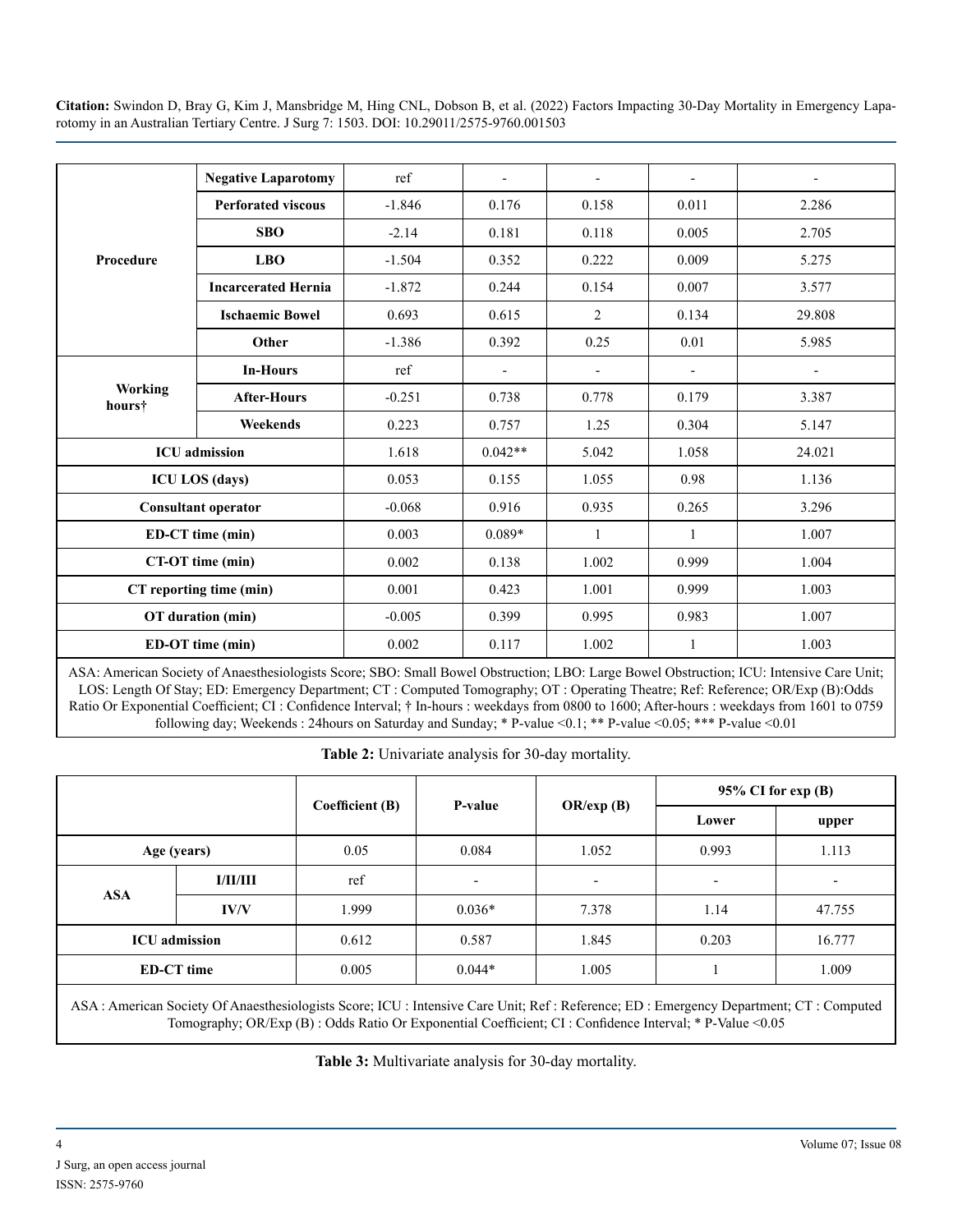| | | | | | | |
|---|---|---|---|---|---|---|
| Procedure | **Negative Laparotomy** | ref | - | - | - | - |
| | **Perforated viscous** | -1.846 | 0.176 | 0.158 | 0.011 | 2.286 |
| | **SBO** | -2.14 | 0.181 | 0.118 | 0.005 | 2.705 |
| | **LBO** | -1.504 | 0.352 | 0.222 | 0.009 | 5.275 |
| | **Incarcerated Hernia** | -1.872 | 0.244 | 0.154 | 0.007 | 3.577 |
| | **Ischaemic Bowel** | 0.693 | 0.615 | 2 | 0.134 | 29.808 |
| | **Other** | -1.386 | 0.392 | 0.25 | 0.01 | 5.985 |
| **Working hours†** | **In-Hours** | ref | - | - | - | - |
| | **After-Hours** | -0.251 | 0.738 | 0.778 | 0.179 | 3.387 |
| | **Weekends** | 0.223 | 0.757 | 1.25 | 0.304 | 5.147 |
| **ICU admission** | | 1.618 | 0.042** | 5.042 | 1.058 | 24.021 |
| **ICU LOS (days)** | | 0.053 | 0.155 | 1.055 | 0.98 | 1.136 |
| **Consultant operator** | | -0.068 | 0.916 | 0.935 | 0.265 | 3.296 |
| **ED-CT time (min)** | | 0.003 | 0.089* | 1 | 1 | 1.007 |
| **CT-OT time (min)** | | 0.002 | 0.138 | 1.002 | 0.999 | 1.004 |
| **CT reporting time (min)** | | 0.001 | 0.423 | 1.001 | 0.999 | 1.003 |
| **OT duration (min)** | | -0.005 | 0.399 | 0.995 | 0.983 | 1.007 |
| **ED-OT time (min)** | | 0.002 | 0.117 | 1.002 | 1 | 1.003 |

ASA: American Society of Anaesthesiologists Score; SBO: Small Bowel Obstruction; LBO: Large Bowel Obstruction; ICU: Intensive Care Unit; LOS: Length Of Stay; ED: Emergency Department; CT : Computed Tomography; OT : Operating Theatre; Ref: Reference; OR/Exp (B):Odds Ratio Or Exponential Coefficient; CI : Confidence Interval; † In-hours : weekdays from 0800 to 1600; After-hours : weekdays from 1601 to 0759 following day; Weekends : 24hours on Saturday and Sunday; * P-value <0.1; ** P-value <0.05; *** P-value <0.01

**Table 2:** Univariate analysis for 30-day mortality.

| | | **Coefficient (B)** | **P-value** | **OR/exp (B)** | **95% CI for exp (B)** | |
|---|---|---|---|---|---|---|
| | | | | | **Lower** | **upper** |
| **Age (years)** | | 0.05 | 0.084 | 1.052 | 0.993 | 1.113 |
| **ASA** | **I/II/III** | ref | - | - | - | - |
| | **IV/V** | 1.999 | 0.036* | 7.378 | 1.14 | 47.755 |
| **ICU admission** | | 0.612 | 0.587 | 1.845 | 0.203 | 16.777 |
| **ED-CT time** | | 0.005 | 0.044* | 1.005 | 1 | 1.009 |

ASA : American Society Of Anaesthesiologists Score; ICU : Intensive Care Unit; Ref : Reference; ED : Emergency Department; CT : Computed Tomography; OR/Exp (B) : Odds Ratio Or Exponential Coefficient; CI : Confidence Interval; * P-Value <0.05

**Table 3:** Multivariate analysis for 30-day mortality.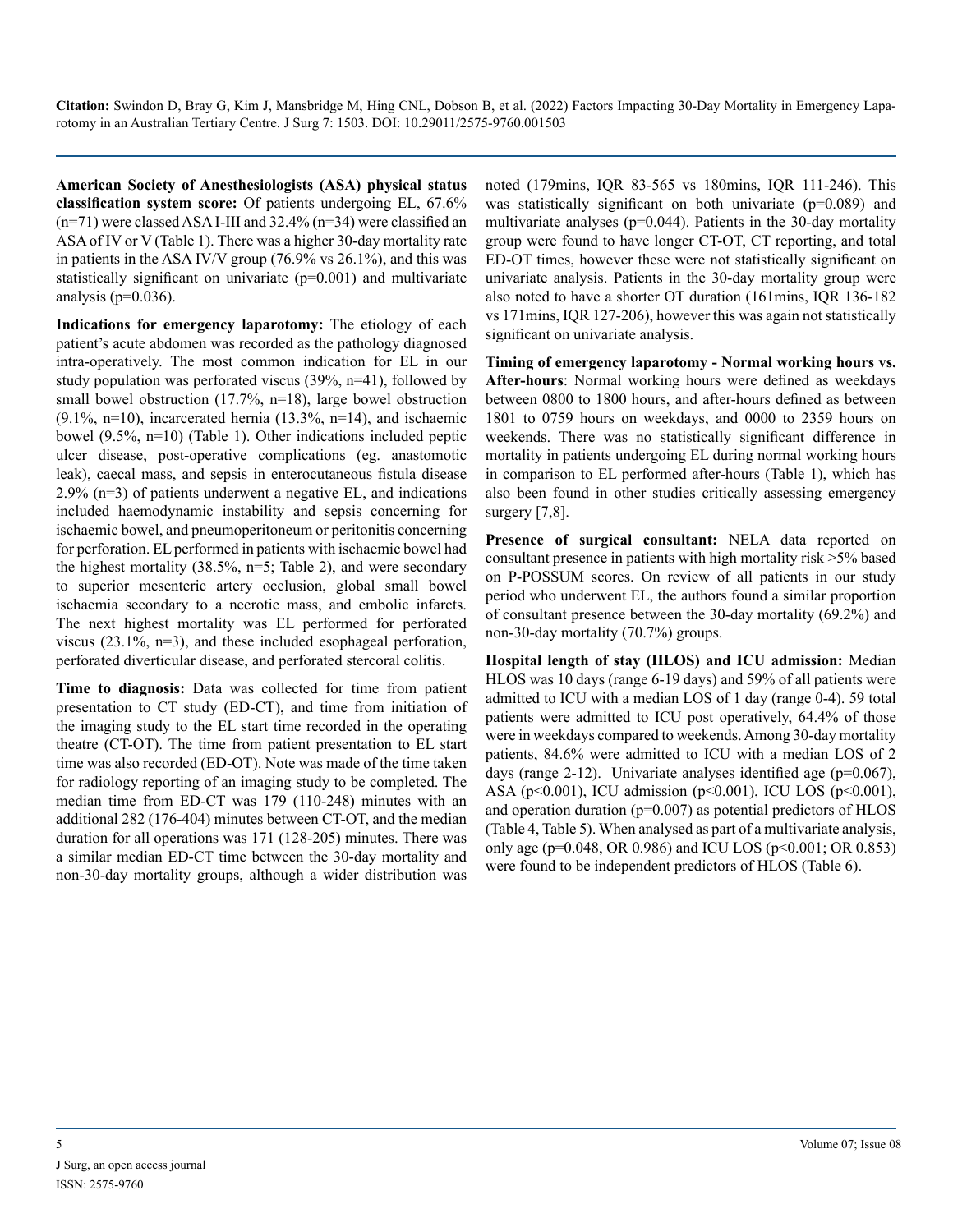**American Society of Anesthesiologists (ASA) physical status classification system score:** Of patients undergoing EL, 67.6% (n=71) were classed ASA I-III and 32.4% (n=34) were classified an ASA of IV or V (Table 1). There was a higher 30-day mortality rate in patients in the ASA IV/V group (76.9% vs 26.1%), and this was statistically significant on univariate (p=0.001) and multivariate analysis (p=0.036).

**Indications for emergency laparotomy:** The etiology of each patient's acute abdomen was recorded as the pathology diagnosed intra-operatively. The most common indication for EL in our study population was perforated viscus (39%, n=41), followed by small bowel obstruction (17.7%, n=18), large bowel obstruction (9.1%, n=10), incarcerated hernia (13.3%, n=14), and ischaemic bowel (9.5%, n=10) (Table 1). Other indications included peptic ulcer disease, post-operative complications (eg. anastomotic leak), caecal mass, and sepsis in enterocutaneous fistula disease 2.9% (n=3) of patients underwent a negative EL, and indications included haemodynamic instability and sepsis concerning for ischaemic bowel, and pneumoperitoneum or peritonitis concerning for perforation. EL performed in patients with ischaemic bowel had the highest mortality (38.5%, n=5; Table 2), and were secondary to superior mesenteric artery occlusion, global small bowel ischaemia secondary to a necrotic mass, and embolic infarcts. The next highest mortality was EL performed for perforated viscus (23.1%, n=3), and these included esophageal perforation, perforated diverticular disease, and perforated stercoral colitis.

**Time to diagnosis:** Data was collected for time from patient presentation to CT study (ED-CT), and time from initiation of the imaging study to the EL start time recorded in the operating theatre (CT-OT). The time from patient presentation to EL start time was also recorded (ED-OT). Note was made of the time taken for radiology reporting of an imaging study to be completed. The median time from ED-CT was 179 (110-248) minutes with an additional 282 (176-404) minutes between CT-OT, and the median duration for all operations was 171 (128-205) minutes. There was a similar median ED-CT time between the 30-day mortality and non-30-day mortality groups, although a wider distribution was noted (179mins, IQR 83-565 vs 180mins, IQR 111-246). This was statistically significant on both univariate (p=0.089) and multivariate analyses (p=0.044). Patients in the 30-day mortality group were found to have longer CT-OT, CT reporting, and total ED-OT times, however these were not statistically significant on univariate analysis. Patients in the 30-day mortality group were also noted to have a shorter OT duration (161mins, IQR 136-182 vs 171mins, IQR 127-206), however this was again not statistically significant on univariate analysis.

**Timing of emergency laparotomy - Normal working hours vs. After-hours**: Normal working hours were defined as weekdays between 0800 to 1800 hours, and after-hours defined as between 1801 to 0759 hours on weekdays, and 0000 to 2359 hours on weekends. There was no statistically significant difference in mortality in patients undergoing EL during normal working hours in comparison to EL performed after-hours (Table 1), which has also been found in other studies critically assessing emergency surgery [7,8].

**Presence of surgical consultant:** NELA data reported on consultant presence in patients with high mortality risk >5% based on P-POSSUM scores. On review of all patients in our study period who underwent EL, the authors found a similar proportion of consultant presence between the 30-day mortality (69.2%) and non-30-day mortality (70.7%) groups.

**Hospital length of stay (HLOS) and ICU admission:** Median HLOS was 10 days (range 6-19 days) and 59% of all patients were admitted to ICU with a median LOS of 1 day (range 0-4). 59 total patients were admitted to ICU post operatively, 64.4% of those were in weekdays compared to weekends. Among 30-day mortality patients, 84.6% were admitted to ICU with a median LOS of 2 days (range 2-12). Univariate analyses identified age (p=0.067), ASA (p<0.001), ICU admission (p<0.001), ICU LOS (p<0.001), and operation duration (p=0.007) as potential predictors of HLOS (Table 4, Table 5). When analysed as part of a multivariate analysis, only age (p=0.048, OR 0.986) and ICU LOS (p<0.001; OR 0.853) were found to be independent predictors of HLOS (Table 6).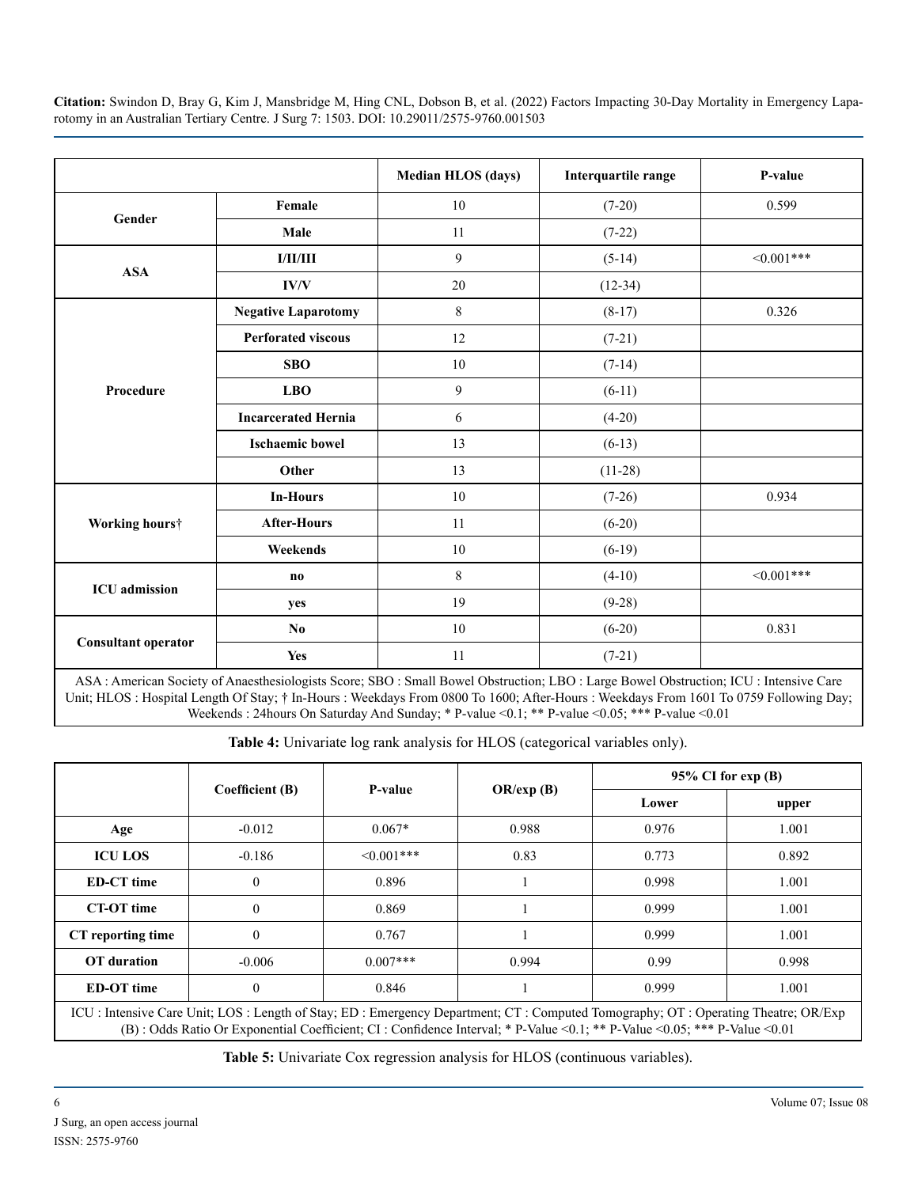| | | Median HLOS (days) | Interquartile range | P-value |
|---|---|---|---|---|
| **Gender** | **Female** | 10 | (7-20) | 0.599 |
| | **Male** | 11 | (7-22) | |
| **ASA** | **I/II/III** | 9 | (5-14) | <0.001*** |
| | **IV/V** | 20 | (12-34) | |
| **Procedure** | **Negative Laparotomy** | 8 | (8-17) | 0.326 |
| | **Perforated viscous** | 12 | (7-21) | |
| | **SBO** | 10 | (7-14) | |
| | **LBO** | 9 | (6-11) | |
| | **Incarcerated Hernia** | 6 | (4-20) | |
| | **Ischaemic bowel** | 13 | (6-13) | |
| | **Other** | 13 | (11-28) | |
| **Working hours†** | **In-Hours** | 10 | (7-26) | 0.934 |
| | **After-Hours** | 11 | (6-20) | |
| | **Weekends** | 10 | (6-19) | |
| **ICU admission** | **no** | 8 | (4-10) | <0.001*** |
| | **yes** | 19 | (9-28) | |
| **Consultant operator** | **No** | 10 | (6-20) | 0.831 |
| | **Yes** | 11 | (7-21) | |

ASA : American Society of Anaesthesiologists Score; SBO : Small Bowel Obstruction; LBO : Large Bowel Obstruction; ICU : Intensive Care Unit; HLOS : Hospital Length Of Stay; † In-Hours : Weekdays From 0800 To 1600; After-Hours : Weekdays From 1601 To 0759 Following Day; Weekends : 24hours On Saturday And Sunday; * P-value <0.1; ** P-value <0.05; *** P-value <0.01

**Table 4:** Univariate log rank analysis for HLOS (categorical variables only).

| | Coefficient (B) | P-value | OR/exp (B) | 95% CI for exp (B) | |
|---|---|---|---|---|---|
| | | | | Lower | upper |
| **Age** | -0.012 | 0.067* | 0.988 | 0.976 | 1.001 |
| **ICU LOS** | -0.186 | <0.001*** | 0.83 | 0.773 | 0.892 |
| **ED-CT time** | 0 | 0.896 | 1 | 0.998 | 1.001 |
| **CT-OT time** | 0 | 0.869 | 1 | 0.999 | 1.001 |
| **CT reporting time** | 0 | 0.767 | 1 | 0.999 | 1.001 |
| **OT duration** | -0.006 | 0.007*** | 0.994 | 0.99 | 0.998 |
| **ED-OT time** | 0 | 0.846 | 1 | 0.999 | 1.001 |

ICU : Intensive Care Unit; LOS : Length of Stay; ED : Emergency Department; CT : Computed Tomography; OT : Operating Theatre; OR/Exp (B) : Odds Ratio Or Exponential Coefficient; CI : Confidence Interval; * P-Value <0.1; ** P-Value <0.05; *** P-Value <0.01

**Table 5:** Univariate Cox regression analysis for HLOS (continuous variables).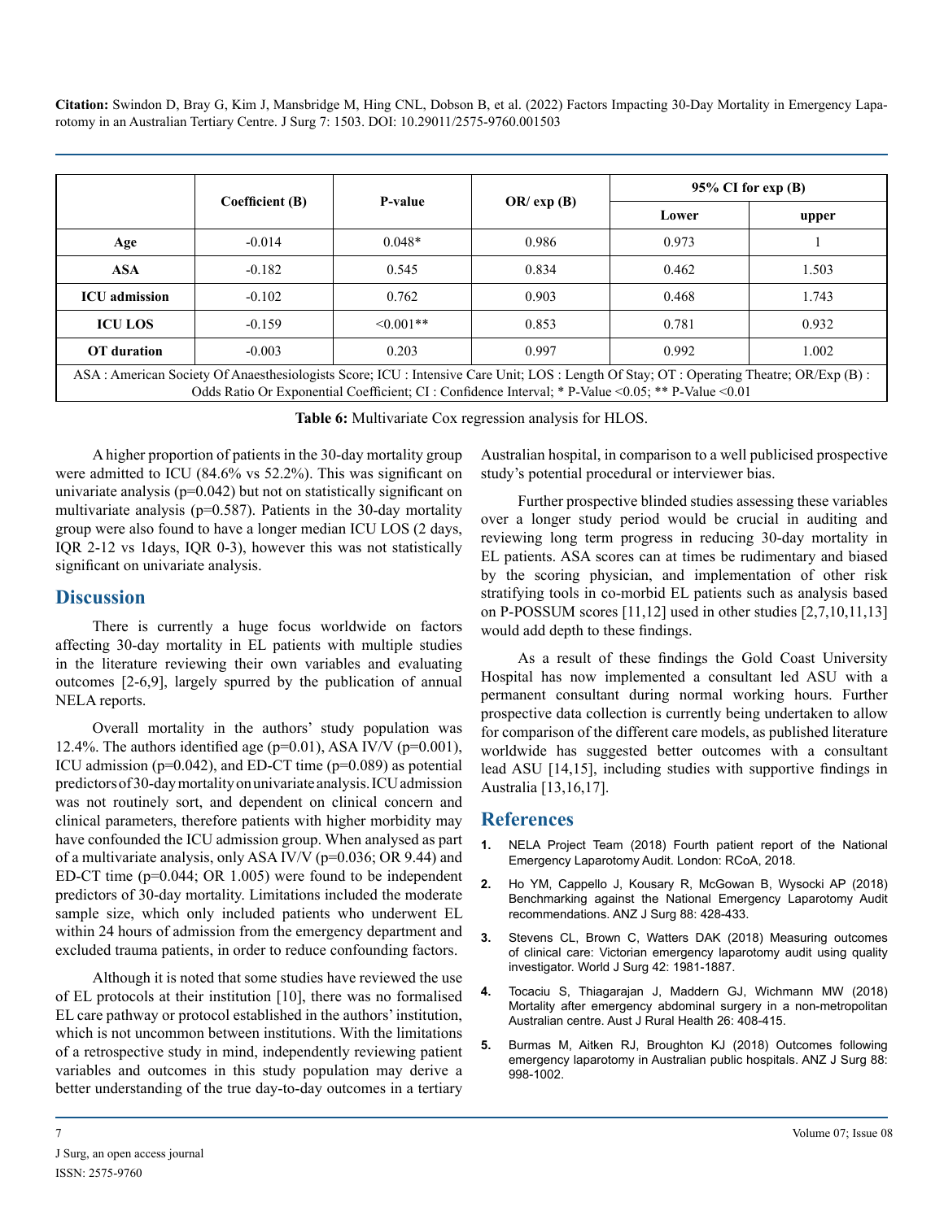|  | Coefficient (B) | P-value | OR/ exp (B) | 95% CI for exp (B) |  |
|---|---|---|---|---|---|
|  |  |  |  | Lower | upper |
| **Age** | -0.014 | 0.048* | 0.986 | 0.973 | 1 |
| **ASA** | -0.182 | 0.545 | 0.834 | 0.462 | 1.503 |
| **ICU admission** | -0.102 | 0.762 | 0.903 | 0.468 | 1.743 |
| **ICU LOS** | -0.159 | <0.001** | 0.853 | 0.781 | 0.932 |
| **OT duration** | -0.003 | 0.203 | 0.997 | 0.992 | 1.002 |

ASA : American Society Of Anaesthesiologists Score; ICU : Intensive Care Unit; LOS : Length Of Stay; OT : Operating Theatre; OR/Exp (B) : Odds Ratio Or Exponential Coefficient; CI : Confidence Interval; * P-Value <0.05; ** P-Value <0.01

**Table 6:** Multivariate Cox regression analysis for HLOS.

A higher proportion of patients in the 30-day mortality group were admitted to ICU (84.6% vs 52.2%). This was significant on univariate analysis (p=0.042) but not on statistically significant on multivariate analysis (p=0.587). Patients in the 30-day mortality group were also found to have a longer median ICU LOS (2 days, IQR 2-12 vs 1days, IQR 0-3), however this was not statistically significant on univariate analysis.

## Discussion

There is currently a huge focus worldwide on factors affecting 30-day mortality in EL patients with multiple studies in the literature reviewing their own variables and evaluating outcomes [2-6,9], largely spurred by the publication of annual NELA reports.

Overall mortality in the authors' study population was 12.4%. The authors identified age (p=0.01), ASA IV/V (p=0.001), ICU admission (p=0.042), and ED-CT time (p=0.089) as potential predictors of 30-day mortality on univariate analysis. ICU admission was not routinely sort, and dependent on clinical concern and clinical parameters, therefore patients with higher morbidity may have confounded the ICU admission group. When analysed as part of a multivariate analysis, only ASA IV/V (p=0.036; OR 9.44) and ED-CT time (p=0.044; OR 1.005) were found to be independent predictors of 30-day mortality. Limitations included the moderate sample size, which only included patients who underwent EL within 24 hours of admission from the emergency department and excluded trauma patients, in order to reduce confounding factors.

Although it is noted that some studies have reviewed the use of EL protocols at their institution [10], there was no formalised EL care pathway or protocol established in the authors' institution, which is not uncommon between institutions. With the limitations of a retrospective study in mind, independently reviewing patient variables and outcomes in this study population may derive a better understanding of the true day-to-day outcomes in a tertiary Australian hospital, in comparison to a well publicised prospective study's potential procedural or interviewer bias.

Further prospective blinded studies assessing these variables over a longer study period would be crucial in auditing and reviewing long term progress in reducing 30-day mortality in EL patients. ASA scores can at times be rudimentary and biased by the scoring physician, and implementation of other risk stratifying tools in co-morbid EL patients such as analysis based on P-POSSUM scores [11,12] used in other studies [2,7,10,11,13] would add depth to these findings.

As a result of these findings the Gold Coast University Hospital has now implemented a consultant led ASU with a permanent consultant during normal working hours. Further prospective data collection is currently being undertaken to allow for comparison of the different care models, as published literature worldwide has suggested better outcomes with a consultant lead ASU [14,15], including studies with supportive findings in Australia [13,16,17].

## References

1. NELA Project Team (2018) Fourth patient report of the National Emergency Laparotomy Audit. London: RCoA, 2018.
2. Ho YM, Cappello J, Kousary R, McGowan B, Wysocki AP (2018) Benchmarking against the National Emergency Laparotomy Audit recommendations. ANZ J Surg 88: 428-433.
3. Stevens CL, Brown C, Watters DAK (2018) Measuring outcomes of clinical care: Victorian emergency laparotomy audit using quality investigator. World J Surg 42: 1981-1887.
4. Tocaciu S, Thiagarajan J, Maddern GJ, Wichmann MW (2018) Mortality after emergency abdominal surgery in a non-metropolitan Australian centre. Aust J Rural Health 26: 408-415.
5. Burmas M, Aitken RJ, Broughton KJ (2018) Outcomes following emergency laparotomy in Australian public hospitals. ANZ J Surg 88: 998-1002.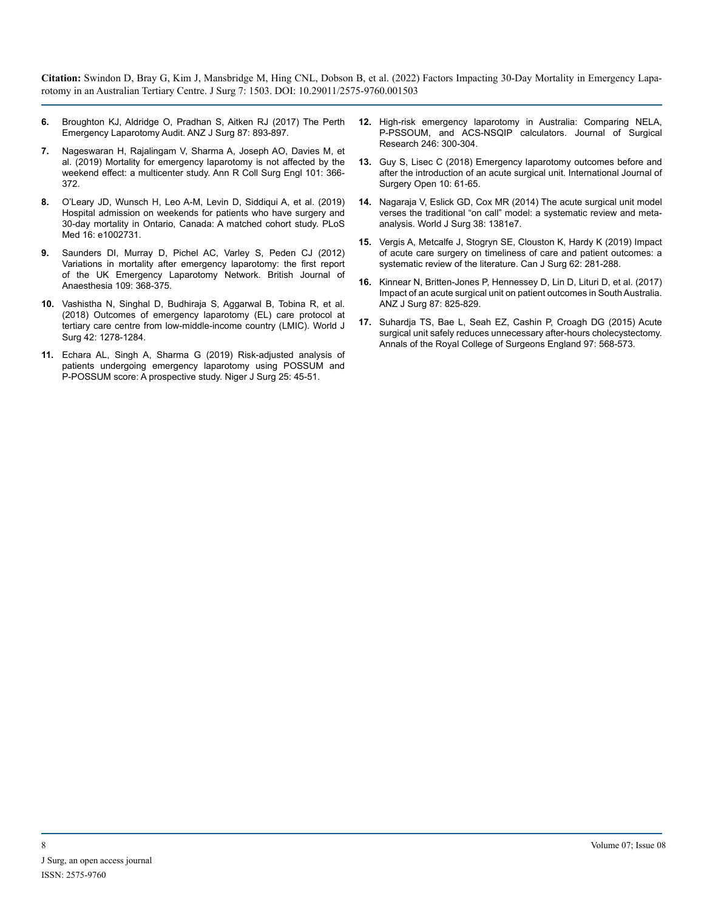6. Broughton KJ, Aldridge O, Pradhan S, Aitken RJ (2017) The Perth Emergency Laparotomy Audit. ANZ J Surg 87: 893-897.

7. Nageswaran H, Rajalingam V, Sharma A, Joseph AO, Davies M, et al. (2019) Mortality for emergency laparotomy is not affected by the weekend effect: a multicenter study. Ann R Coll Surg Engl 101: 366-372.

8. O'Leary JD, Wunsch H, Leo A-M, Levin D, Siddiqui A, et al. (2019) Hospital admission on weekends for patients who have surgery and 30-day mortality in Ontario, Canada: A matched cohort study. PLoS Med 16: e1002731.

9. Saunders DI, Murray D, Pichel AC, Varley S, Peden CJ (2012) Variations in mortality after emergency laparotomy: the first report of the UK Emergency Laparotomy Network. British Journal of Anaesthesia 109: 368-375.

10. Vashistha N, Singhal D, Budhiraja S, Aggarwal B, Tobina R, et al. (2018) Outcomes of emergency laparotomy (EL) care protocol at tertiary care centre from low-middle-income country (LMIC). World J Surg 42: 1278-1284.

11. Echara AL, Singh A, Sharma G (2019) Risk-adjusted analysis of patients undergoing emergency laparotomy using POSSUM and P-POSSUM score: A prospective study. Niger J Surg 25: 45-51.

12. High-risk emergency laparotomy in Australia: Comparing NELA, P-PSSOUM, and ACS-NSQIP calculators. Journal of Surgical Research 246: 300-304.

13. Guy S, Lisec C (2018) Emergency laparotomy outcomes before and after the introduction of an acute surgical unit. International Journal of Surgery Open 10: 61-65.

14. Nagaraja V, Eslick GD, Cox MR (2014) The acute surgical unit model verses the traditional "on call" model: a systematic review and meta-analysis. World J Surg 38: 1381e7.

15. Vergis A, Metcalfe J, Stogryn SE, Clouston K, Hardy K (2019) Impact of acute care surgery on timeliness of care and patient outcomes: a systematic review of the literature. Can J Surg 62: 281-288.

16. Kinnear N, Britten-Jones P, Hennessey D, Lin D, Lituri D, et al. (2017) Impact of an acute surgical unit on patient outcomes in South Australia. ANZ J Surg 87: 825-829.

17. Suhardja TS, Bae L, Seah EZ, Cashin P, Croagh DG (2015) Acute surgical unit safely reduces unnecessary after-hours cholecystectomy. Annals of the Royal College of Surgeons England 97: 568-573.